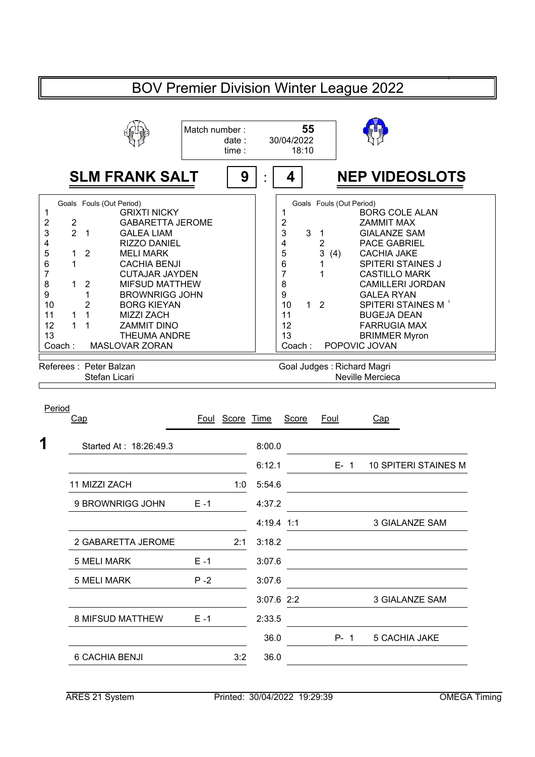# BOV Premier Division Winter League 2022

Match number : **55**
date : 30/04/2022
time : 18:10

## SLM FRANK SALT 9 : 4 NEP VIDEOSLOTS

| # | Goals | Fouls (Out Period) | SLM FRANK SALT | # | Goals | Fouls (Out Period) | NEP VIDEOSLOTS |
|---|---|---|---|---|---|---|---|
| 1 | | | GRIXTI NICKY | 1 | | | BORG COLE ALAN |
| 2 | 2 | | GABARETTA JEROME | 2 | | | ZAMMIT MAX |
| 3 | 2 | 1 | GALEA LIAM | 3 | 3 | 1 | GIALANZE SAM |
| 4 | | | RIZZO DANIEL | 4 | | 2 | PACE GABRIEL |
| 5 | 1 | 2 | MELI MARK | 5 | | 3 (4) | CACHIA JAKE |
| 6 | 1 | | CACHIA BENJI | 6 | | 1 | SPITERI STAINES J |
| 7 | | | CUTAJAR JAYDEN | 7 | | 1 | CASTILLO MARK |
| 8 | 1 | 2 | MIFSUD MATTHEW | 8 | | | CAMILLERI JORDAN |
| 9 | | 1 | BROWNRIGG JOHN | 9 | | | GALEA RYAN |
| 10 | | 2 | BORG KIEYAN | 10 | 1 | 2 | SPITERI STAINES M |
| 11 | 1 | 1 | MIZZI ZACH | 11 | | | BUGEJA DEAN |
| 12 | 1 | 1 | ZAMMIT DINO | 12 | | | FARRUGIA MAX |
| 13 | | | THEUMA ANDRE | 13 | | | BRIMMER Myron |
| Coach : | | | MASLOVAR ZORAN | Coach : | | | POPOVIC JOVAN |

Referees : Peter Balzan, Stefan Licari

Goal Judges : Richard Magri, Neville Mercieca

| Period | Cap | Foul | Score | Time | Score | Foul | Cap |
|---|---|---|---|---|---|---|---|
| **1** | Started At : 18:26:49.3 | | | 8:00.0 | | | |
| | | | | 6:12.1 | | E- 1 | 10 SPITERI STAINES M |
| | 11 MIZZI ZACH | | 1:0 | 5:54.6 | | | |
| | 9 BROWNRIGG JOHN | E -1 | | 4:37.2 | | | |
| | | | | 4:19.4 | 1:1 | | 3 GIALANZE SAM |
| | 2 GABARETTA JEROME | | 2:1 | 3:18.2 | | | |
| | 5 MELI MARK | E -1 | | 3:07.6 | | | |
| | 5 MELI MARK | P -2 | | 3:07.6 | | | |
| | | | | 3:07.6 | 2:2 | | 3 GIALANZE SAM |
| | 8 MIFSUD MATTHEW | E -1 | | 2:33.5 | | | |
| | | | | 36.0 | | P- 1 | 5 CACHIA JAKE |
| | 6 CACHIA BENJI | | 3:2 | 36.0 | | | |

ARES 21 System | Printed: 30/04/2022 19:29:39 | OMEGA Timing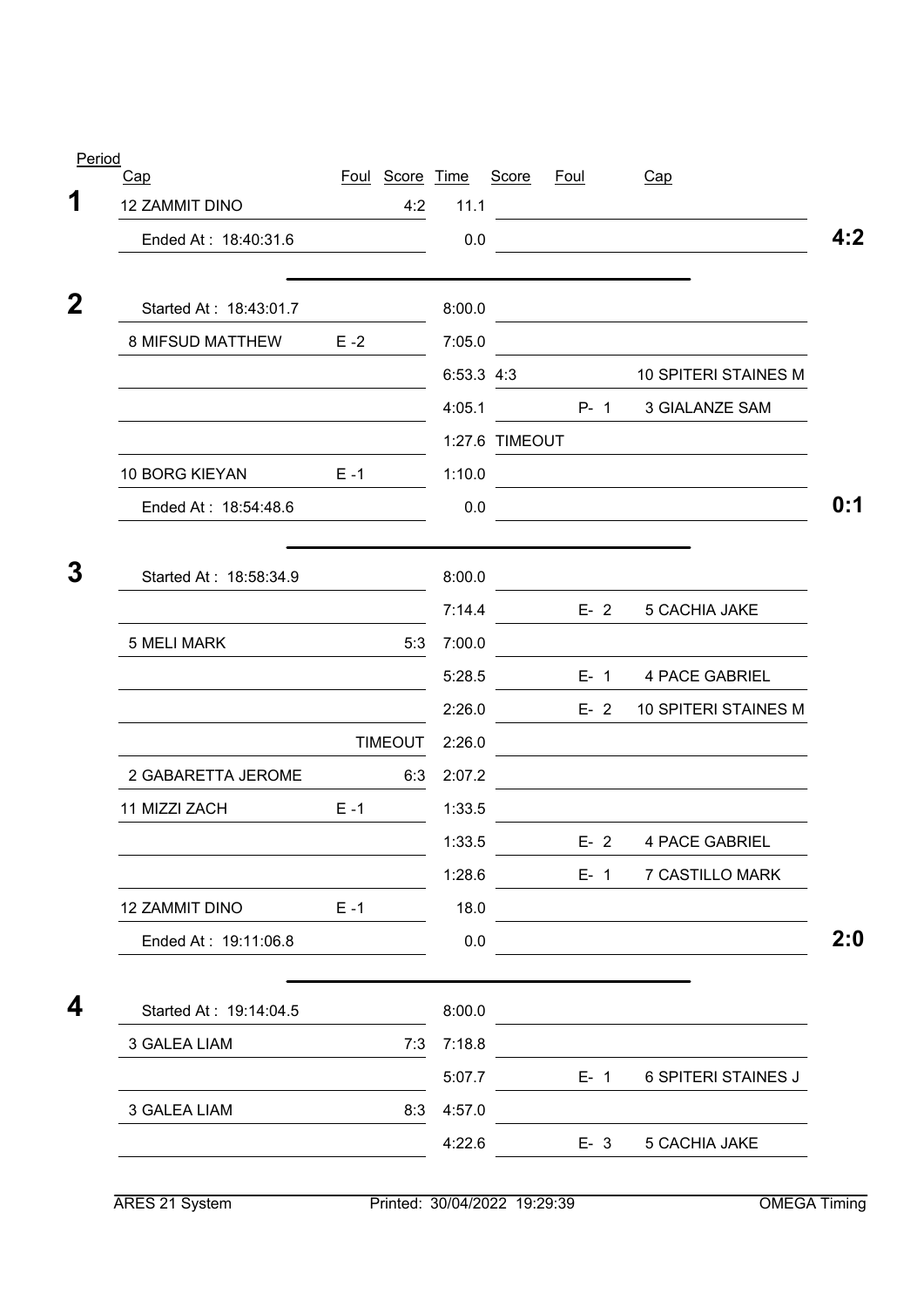| Period | Cap | Foul | Score | Time | Score | Foul | Cap | |
|---|---|---|---|---|---|---|---|---|
| **1** | 12 ZAMMIT DINO | | 4:2 | 11.1 | | | | |
| | Ended At : 18:40:31.6 | | | 0.0 | | | | **4:2** |
| **2** | Started At : 18:43:01.7 | | | 8:00.0 | | | | |
| | 8 MIFSUD MATTHEW | E -2 | | 7:05.0 | | | | |
| | | | | 6:53.3 | 4:3 | | 10 SPITERI STAINES M | |
| | | | | 4:05.1 | | P- 1 | 3 GIALANZE SAM | |
| | | | | 1:27.6 | TIMEOUT | | | |
| | 10 BORG KIEYAN | E -1 | | 1:10.0 | | | | |
| | Ended At : 18:54:48.6 | | | 0.0 | | | | **0:1** |
| **3** | Started At : 18:58:34.9 | | | 8:00.0 | | | | |
| | | | | 7:14.4 | | E- 2 | 5 CACHIA JAKE | |
| | 5 MELI MARK | | 5:3 | 7:00.0 | | | | |
| | | | | 5:28.5 | | E- 1 | 4 PACE GABRIEL | |
| | | | | 2:26.0 | | E- 2 | 10 SPITERI STAINES M | |
| | | | TIMEOUT | 2:26.0 | | | | |
| | 2 GABARETTA JEROME | | 6:3 | 2:07.2 | | | | |
| | 11 MIZZI ZACH | E -1 | | 1:33.5 | | | | |
| | | | | 1:33.5 | | E- 2 | 4 PACE GABRIEL | |
| | | | | 1:28.6 | | E- 1 | 7 CASTILLO MARK | |
| | 12 ZAMMIT DINO | E -1 | | 18.0 | | | | |
| | Ended At : 19:11:06.8 | | | 0.0 | | | | **2:0** |
| **4** | Started At : 19:14:04.5 | | | 8:00.0 | | | | |
| | 3 GALEA LIAM | | 7:3 | 7:18.8 | | | | |
| | | | | 5:07.7 | | E- 1 | 6 SPITERI STAINES J | |
| | 3 GALEA LIAM | | 8:3 | 4:57.0 | | | | |
| | | | | 4:22.6 | | E- 3 | 5 CACHIA JAKE | |

ARES 21 System — Printed: 30/04/2022 19:29:39 — OMEGA Timing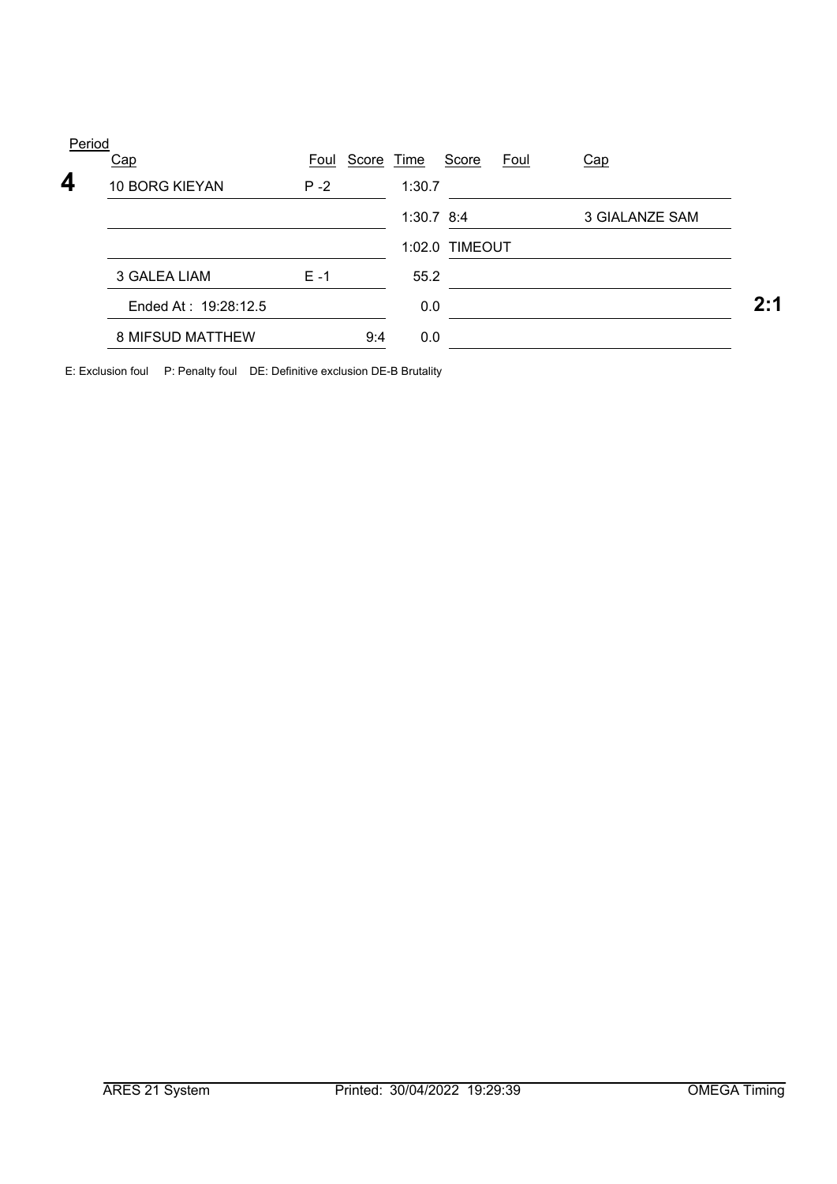| Period | Cap | Foul | Score | Time | Score | Foul | Cap | |
|---|---|---|---|---|---|---|---|---|
| **4** | 10 BORG KIEYAN | P -2 | | 1:30.7 | | | | |
| | | | | 1:30.7 | 8:4 | | 3 GIALANZE SAM | |
| | | | | 1:02.0 | TIMEOUT | | | |
| | 3 GALEA LIAM | E -1 | | 55.2 | | | | |
| | Ended At : 19:28:12.5 | | | 0.0 | | | | **2:1** |
| | 8 MIFSUD MATTHEW | | 9:4 | 0.0 | | | | |

E: Exclusion foul    P: Penalty foul    DE: Definitive exclusion DE-B Brutality

ARES 21 System    Printed: 30/04/2022 19:29:39    OMEGA Timing